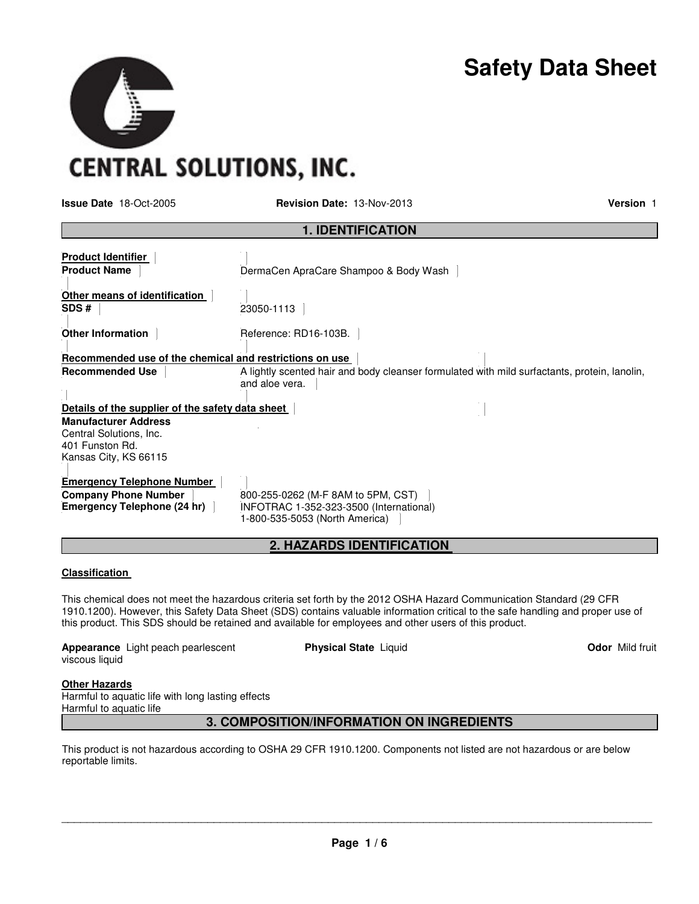# Safety Data Sheet

CENTRAL SOLUTIONS, INC.

**Issue Date** 18-Oct-2005 **Revision Date:** 13-Nov-2013 **Version** 1

## 1. IDENTIFICATION

**Product Identifier**

**Product Name** DermaCen ApraCare Shampoo & Body Wash

**Other means of identification**

**SDS #** 23050-1113

**Other Information** Reference: RD16-103B.

**Recommended use of the chemical and restrictions on use**

**Recommended Use** A lightly scented hair and body cleanser formulated with mild surfactants, protein, lanolin, and aloe vera.

**Details of the supplier of the safety data sheet**

**Manufacturer Address**
Central Solutions, Inc.
401 Funston Rd.
Kansas City, KS 66115

**Emergency Telephone Number**

**Company Phone Number** 800-255-0262 (M-F 8AM to 5PM, CST)

**Emergency Telephone (24 hr)** INFOTRAC 1-352-323-3500 (International)
1-800-535-5053 (North America)

## 2. HAZARDS IDENTIFICATION

**Classification**

This chemical does not meet the hazardous criteria set forth by the 2012 OSHA Hazard Communication Standard (29 CFR 1910.1200). However, this Safety Data Sheet (SDS) contains valuable information critical to the safe handling and proper use of this product. This SDS should be retained and available for employees and other users of this product.

**Appearance** Light peach pearlescent viscous liquid **Physical State** Liquid **Odor** Mild fruit

**Other Hazards**
Harmful to aquatic life with long lasting effects
Harmful to aquatic life

## 3. COMPOSITION/INFORMATION ON INGREDIENTS

This product is not hazardous according to OSHA 29 CFR 1910.1200. Components not listed are not hazardous or are below reportable limits.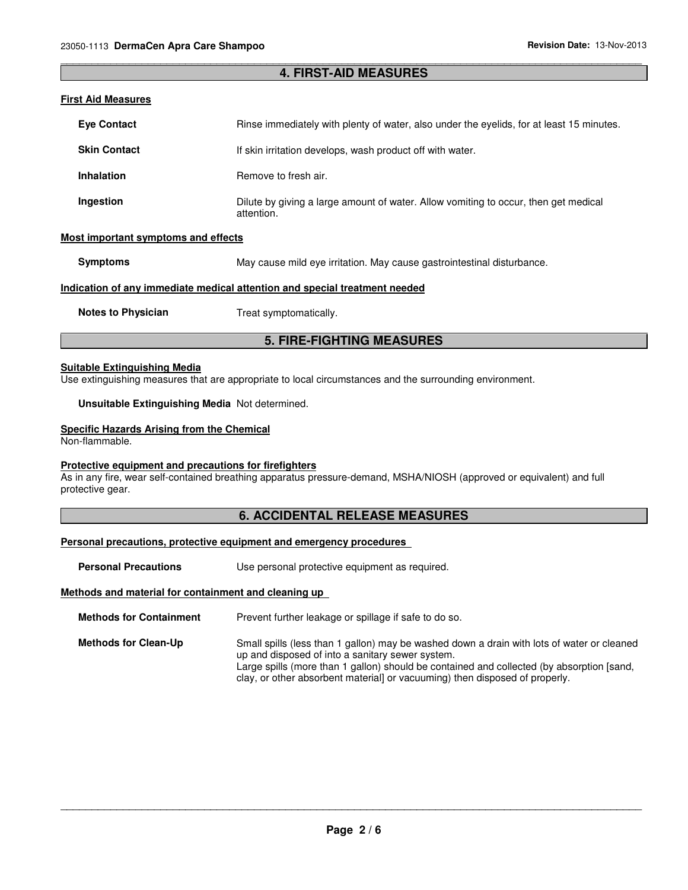## 4. FIRST-AID MEASURES

### First Aid Measures

**Eye Contact** Rinse immediately with plenty of water, also under the eyelids, for at least 15 minutes.

**Skin Contact** If skin irritation develops, wash product off with water.

**Inhalation** Remove to fresh air.

**Ingestion** Dilute by giving a large amount of water. Allow vomiting to occur, then get medical attention.

### Most important symptoms and effects

**Symptoms** May cause mild eye irritation. May cause gastrointestinal disturbance.

### Indication of any immediate medical attention and special treatment needed

**Notes to Physician** Treat symptomatically.

## 5. FIRE-FIGHTING MEASURES

### Suitable Extinguishing Media

Use extinguishing measures that are appropriate to local circumstances and the surrounding environment.

**Unsuitable Extinguishing Media** Not determined.

### Specific Hazards Arising from the Chemical

Non-flammable.

### Protective equipment and precautions for firefighters

As in any fire, wear self-contained breathing apparatus pressure-demand, MSHA/NIOSH (approved or equivalent) and full protective gear.

## 6. ACCIDENTAL RELEASE MEASURES

### Personal precautions, protective equipment and emergency procedures

**Personal Precautions** Use personal protective equipment as required.

### Methods and material for containment and cleaning up

**Methods for Containment** Prevent further leakage or spillage if safe to do so.

**Methods for Clean-Up** Small spills (less than 1 gallon) may be washed down a drain with lots of water or cleaned up and disposed of into a sanitary sewer system.
Large spills (more than 1 gallon) should be contained and collected (by absorption [sand, clay, or other absorbent material] or vacuuming) then disposed of properly.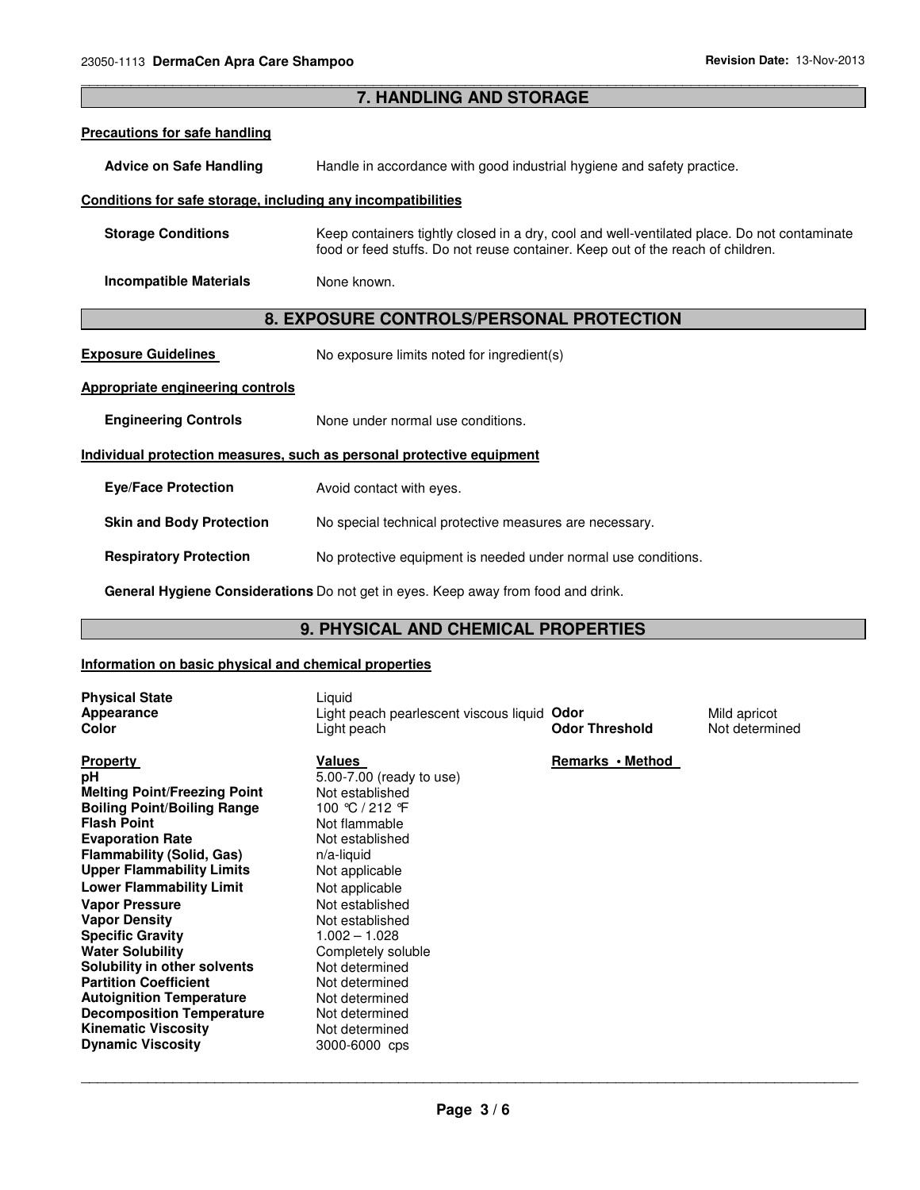## 7. HANDLING AND STORAGE

**Precautions for safe handling**

**Advice on Safe Handling** Handle in accordance with good industrial hygiene and safety practice.

**Conditions for safe storage, including any incompatibilities**

**Storage Conditions** Keep containers tightly closed in a dry, cool and well-ventilated place. Do not contaminate food or feed stuffs. Do not reuse container. Keep out of the reach of children.

**Incompatible Materials** None known.

## 8. EXPOSURE CONTROLS/PERSONAL PROTECTION

**Exposure Guidelines** No exposure limits noted for ingredient(s)

**Appropriate engineering controls**

**Engineering Controls** None under normal use conditions.

**Individual protection measures, such as personal protective equipment**

**Eye/Face Protection** Avoid contact with eyes.

**Skin and Body Protection** No special technical protective measures are necessary.

**Respiratory Protection** No protective equipment is needed under normal use conditions.

**General Hygiene Considerations** Do not get in eyes. Keep away from food and drink.

## 9. PHYSICAL AND CHEMICAL PROPERTIES

**Information on basic physical and chemical properties**

| | | | |
|---|---|---|---|
| **Physical State** | Liquid | | |
| **Appearance** | Light peach pearlescent viscous liquid | **Odor** | Mild apricot |
| **Color** | Light peach | **Odor Threshold** | Not determined |

| Property | Values | Remarks • Method |
|---|---|---|
| **pH** | 5.00-7.00 (ready to use) | |
| **Melting Point/Freezing Point** | Not established | |
| **Boiling Point/Boiling Range** | 100 °C / 212 °F | |
| **Flash Point** | Not flammable | |
| **Evaporation Rate** | Not established | |
| **Flammability (Solid, Gas)** | n/a-liquid | |
| **Upper Flammability Limits** | Not applicable | |
| **Lower Flammability Limit** | Not applicable | |
| **Vapor Pressure** | Not established | |
| **Vapor Density** | Not established | |
| **Specific Gravity** | 1.002 – 1.028 | |
| **Water Solubility** | Completely soluble | |
| **Solubility in other solvents** | Not determined | |
| **Partition Coefficient** | Not determined | |
| **Autoignition Temperature** | Not determined | |
| **Decomposition Temperature** | Not determined | |
| **Kinematic Viscosity** | Not determined | |
| **Dynamic Viscosity** | 3000-6000 cps | |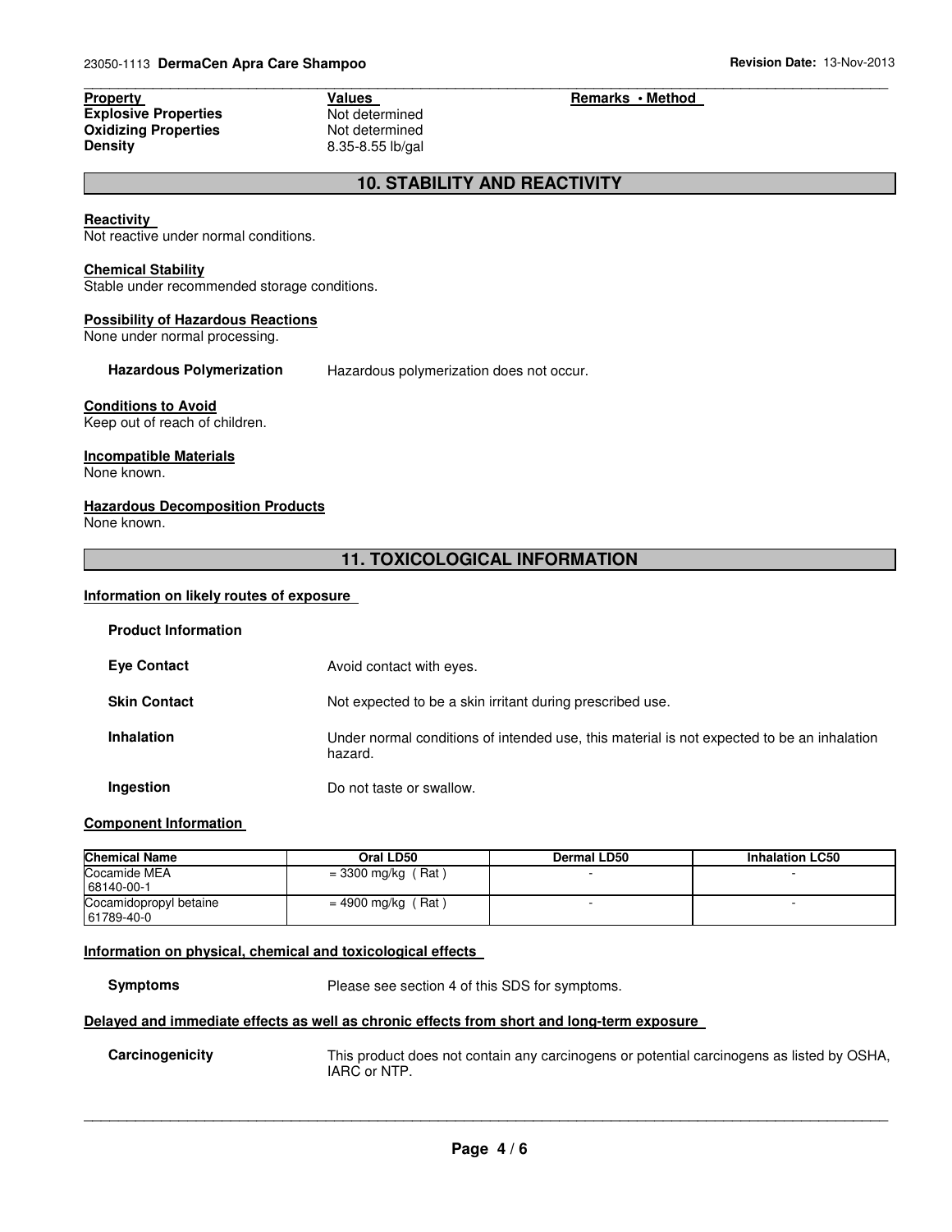| Property | Values | Remarks • Method |
|---|---|---|
| **Explosive Properties** | Not determined | |
| **Oxidizing Properties** | Not determined | |
| **Density** | 8.35-8.55 lb/gal | |

## 10. STABILITY AND REACTIVITY

**Reactivity**
Not reactive under normal conditions.

**Chemical Stability**
Stable under recommended storage conditions.

**Possibility of Hazardous Reactions**
None under normal processing.

**Hazardous Polymerization** Hazardous polymerization does not occur.

**Conditions to Avoid**
Keep out of reach of children.

**Incompatible Materials**
None known.

**Hazardous Decomposition Products**
None known.

## 11. TOXICOLOGICAL INFORMATION

**Information on likely routes of exposure**

**Product Information**

**Eye Contact** Avoid contact with eyes.

**Skin Contact** Not expected to be a skin irritant during prescribed use.

**Inhalation** Under normal conditions of intended use, this material is not expected to be an inhalation hazard.

**Ingestion** Do not taste or swallow.

**Component Information**

| Chemical Name | Oral LD50 | Dermal LD50 | Inhalation LC50 |
|---|---|---|---|
| Cocamide MEA<br>68140-00-1 | = 3300 mg/kg ( Rat ) | - | - |
| Cocamidopropyl betaine<br>61789-40-0 | = 4900 mg/kg ( Rat ) | - | - |

**Information on physical, chemical and toxicological effects**

**Symptoms** Please see section 4 of this SDS for symptoms.

**Delayed and immediate effects as well as chronic effects from short and long-term exposure**

**Carcinogenicity** This product does not contain any carcinogens or potential carcinogens as listed by OSHA, IARC or NTP.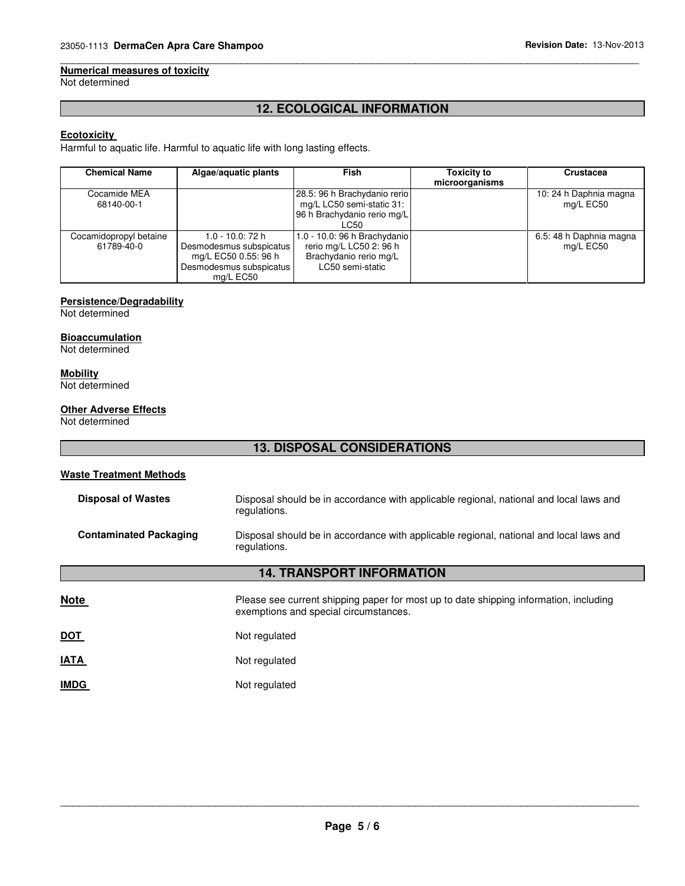**Numerical measures of toxicity**

Not determined

## 12. ECOLOGICAL INFORMATION

**Ecotoxicity**

Harmful to aquatic life. Harmful to aquatic life with long lasting effects.

| Chemical Name | Algae/aquatic plants | Fish | Toxicity to microorganisms | Crustacea |
|---|---|---|---|---|
| Cocamide MEA 68140-00-1 | | 28.5: 96 h Brachydanio rerio mg/L LC50 semi-static 31: 96 h Brachydanio rerio mg/L LC50 | | 10: 24 h Daphnia magna mg/L EC50 |
| Cocamidopropyl betaine 61789-40-0 | 1.0 - 10.0: 72 h Desmodesmus subspicatus mg/L EC50 0.55: 96 h Desmodesmus subspicatus mg/L EC50 | 1.0 - 10.0: 96 h Brachydanio rerio mg/L LC50 2: 96 h Brachydanio rerio mg/L LC50 semi-static | | 6.5: 48 h Daphnia magna mg/L EC50 |

**Persistence/Degradability**

Not determined

**Bioaccumulation**

Not determined

**Mobility**

Not determined

**Other Adverse Effects**

Not determined

## 13. DISPOSAL CONSIDERATIONS

**Waste Treatment Methods**

**Disposal of Wastes**: Disposal should be in accordance with applicable regional, national and local laws and regulations.

**Contaminated Packaging**: Disposal should be in accordance with applicable regional, national and local laws and regulations.

## 14. TRANSPORT INFORMATION

**Note**: Please see current shipping paper for most up to date shipping information, including exemptions and special circumstances.

**DOT**: Not regulated

**IATA**: Not regulated

**IMDG**: Not regulated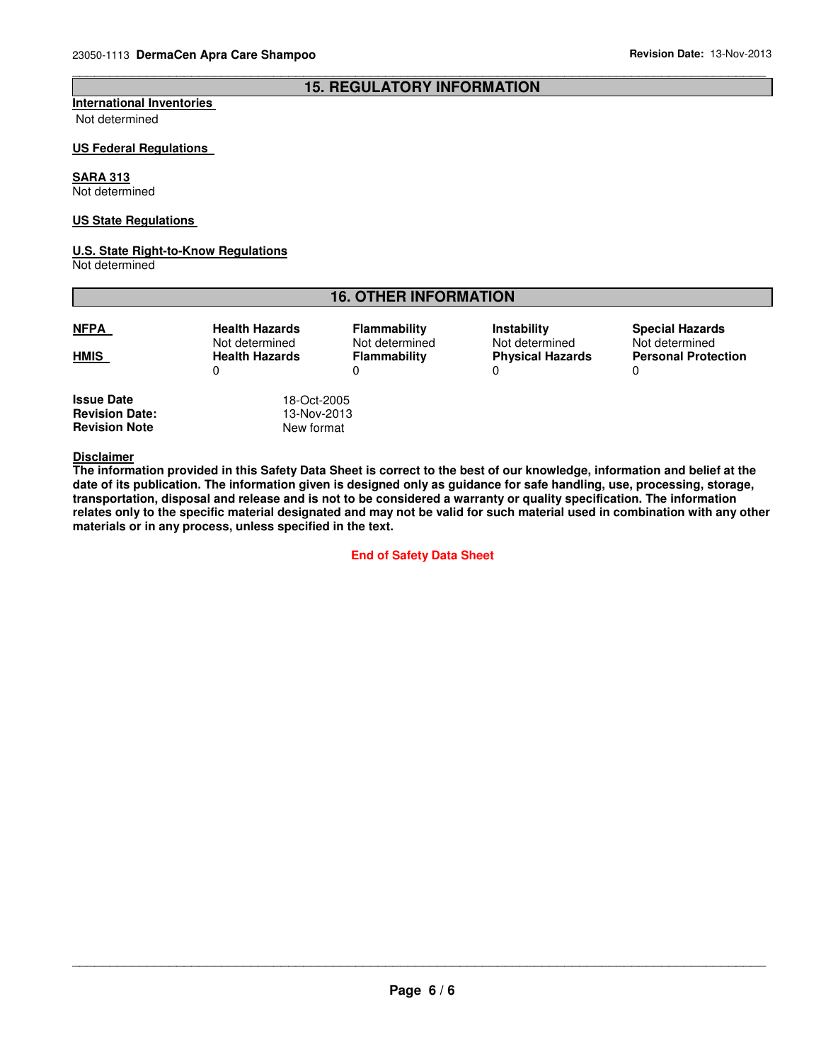## 15. REGULATORY INFORMATION

**International Inventories**

Not determined

**US Federal Regulations**

**SARA 313**

Not determined

**US State Regulations**

**U.S. State Right-to-Know Regulations**

Not determined

## 16. OTHER INFORMATION

| | | | | |
|---|---|---|---|---|
| **NFPA** | **Health Hazards** | **Flammability** | **Instability** | **Special Hazards** |
| | Not determined | Not determined | Not determined | Not determined |
| **HMIS** | **Health Hazards** | **Flammability** | **Physical Hazards** | **Personal Protection** |
| | 0 | 0 | 0 | 0 |

| | |
|---|---|
| **Issue Date** | 18-Oct-2005 |
| **Revision Date:** | 13-Nov-2013 |
| **Revision Note** | New format |

**Disclaimer**

**The information provided in this Safety Data Sheet is correct to the best of our knowledge, information and belief at the date of its publication. The information given is designed only as guidance for safe handling, use, processing, storage, transportation, disposal and release and is not to be considered a warranty or quality specification. The information relates only to the specific material designated and may not be valid for such material used in combination with any other materials or in any process, unless specified in the text.**

**End of Safety Data Sheet**